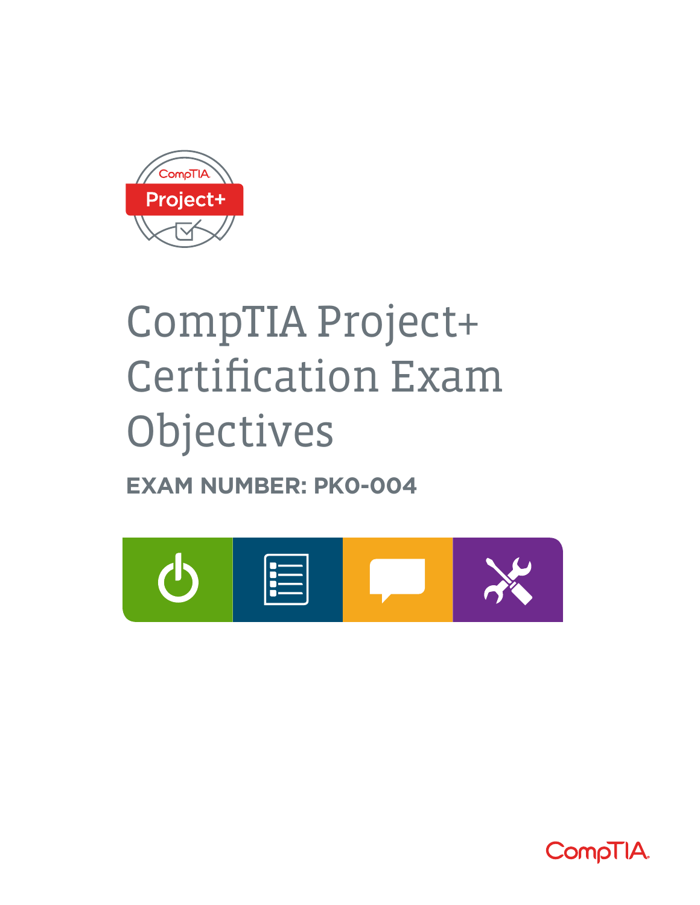# CompTIA Project+ Certification Exam Objectives

**EXAM NUMBER: PK0-004**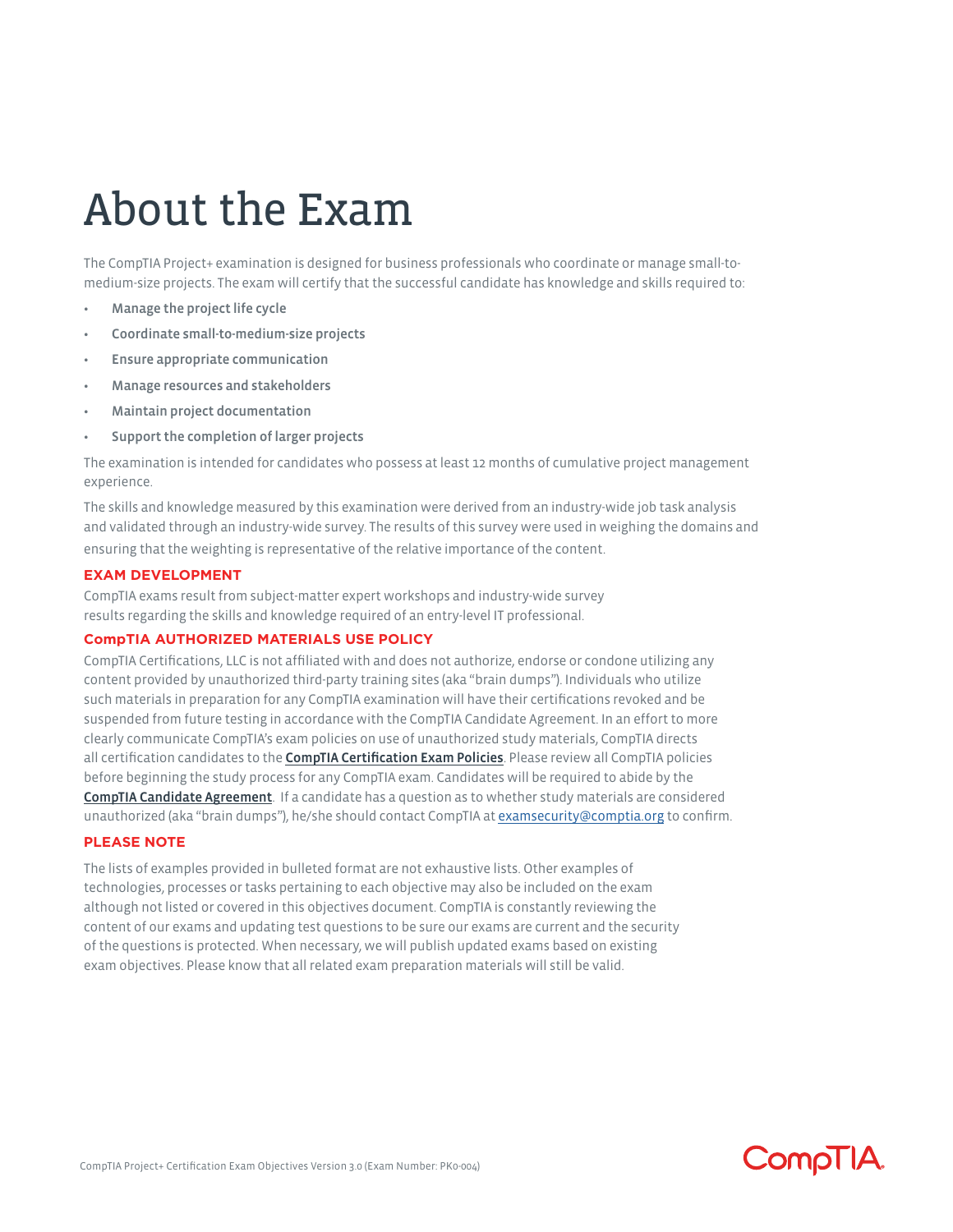# About the Exam

The CompTIA Project+ examination is designed for business professionals who coordinate or manage small-to-medium-size projects. The exam will certify that the successful candidate has knowledge and skills required to:

- Manage the project life cycle
- Coordinate small-to-medium-size projects
- Ensure appropriate communication
- Manage resources and stakeholders
- Maintain project documentation
- Support the completion of larger projects

The examination is intended for candidates who possess at least 12 months of cumulative project management experience.

The skills and knowledge measured by this examination were derived from an industry-wide job task analysis and validated through an industry-wide survey. The results of this survey were used in weighing the domains and ensuring that the weighting is representative of the relative importance of the content.

## EXAM DEVELOPMENT

CompTIA exams result from subject-matter expert workshops and industry-wide survey results regarding the skills and knowledge required of an entry-level IT professional.

## CompTIA AUTHORIZED MATERIALS USE POLICY

CompTIA Certifications, LLC is not affiliated with and does not authorize, endorse or condone utilizing any content provided by unauthorized third-party training sites (aka "brain dumps"). Individuals who utilize such materials in preparation for any CompTIA examination will have their certifications revoked and be suspended from future testing in accordance with the CompTIA Candidate Agreement. In an effort to more clearly communicate CompTIA's exam policies on use of unauthorized study materials, CompTIA directs all certification candidates to the **CompTIA Certification Exam Policies**. Please review all CompTIA policies before beginning the study process for any CompTIA exam. Candidates will be required to abide by the **CompTIA Candidate Agreement**. If a candidate has a question as to whether study materials are considered unauthorized (aka "brain dumps"), he/she should contact CompTIA at examsecurity@comptia.org to confirm.

## PLEASE NOTE

The lists of examples provided in bulleted format are not exhaustive lists. Other examples of technologies, processes or tasks pertaining to each objective may also be included on the exam although not listed or covered in this objectives document. CompTIA is constantly reviewing the content of our exams and updating test questions to be sure our exams are current and the security of the questions is protected. When necessary, we will publish updated exams based on existing exam objectives. Please know that all related exam preparation materials will still be valid.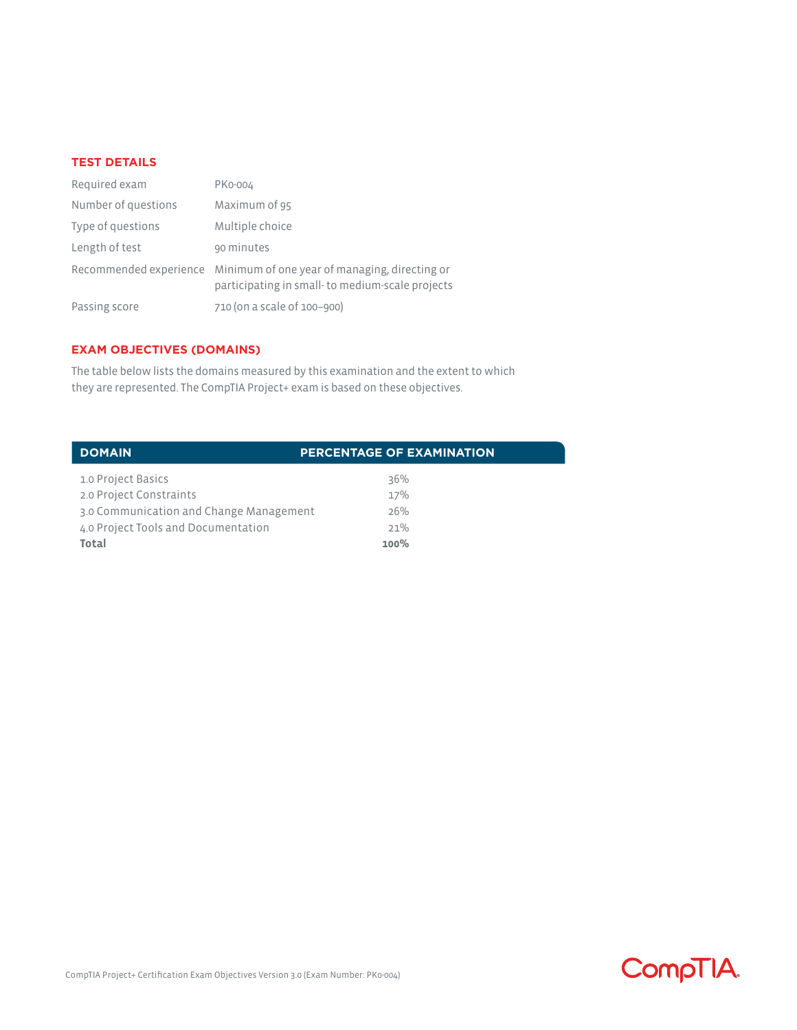## TEST DETAILS

| | |
|---|---|
| Required exam | PK0-004 |
| Number of questions | Maximum of 95 |
| Type of questions | Multiple choice |
| Length of test | 90 minutes |
| Recommended experience | Minimum of one year of managing, directing or participating in small- to medium-scale projects |
| Passing score | 710 (on a scale of 100–900) |

## EXAM OBJECTIVES (DOMAINS)

The table below lists the domains measured by this examination and the extent to which they are represented. The CompTIA Project+ exam is based on these objectives.

| DOMAIN | PERCENTAGE OF EXAMINATION |
|---|---|
| 1.0 Project Basics | 36% |
| 2.0 Project Constraints | 17% |
| 3.0 Communication and Change Management | 26% |
| 4.0 Project Tools and Documentation | 21% |
| **Total** | **100%** |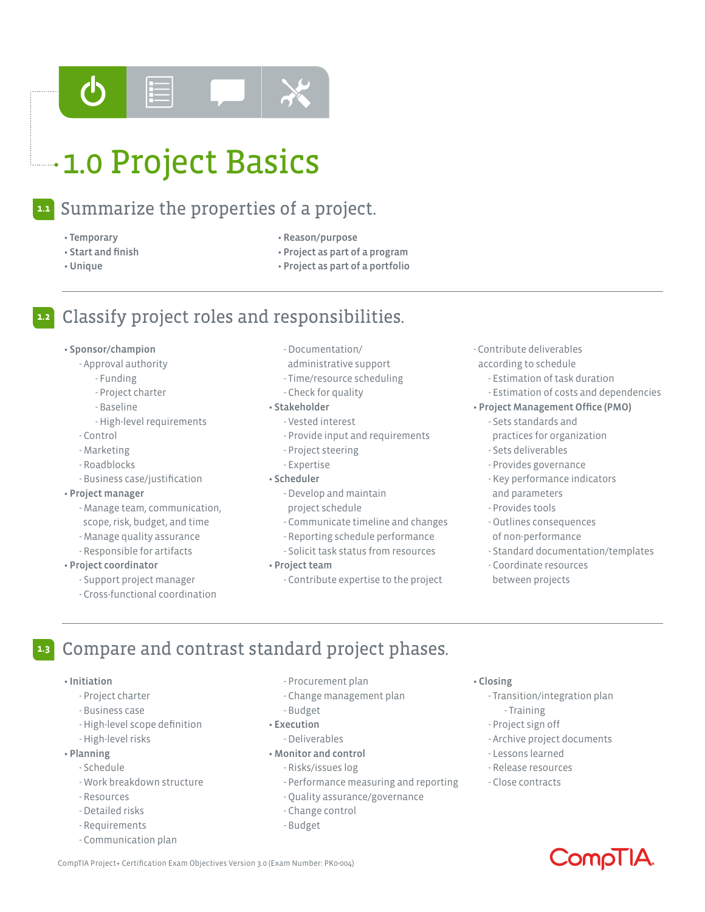# 1.0 Project Basics

## 1.1 Summarize the properties of a project.

- Temporary
- Start and finish
- Unique
- Reason/purpose
- Project as part of a program
- Project as part of a portfolio

## 1.2 Classify project roles and responsibilities.

- **Sponsor/champion**
  - Approval authority
    - Funding
    - Project charter
    - Baseline
    - High-level requirements
  - Control
  - Marketing
  - Roadblocks
  - Business case/justification
- **Project manager**
  - Manage team, communication, scope, risk, budget, and time
  - Manage quality assurance
  - Responsible for artifacts
- **Project coordinator**
  - Support project manager
  - Cross-functional coordination
  - Documentation/administrative support
  - Time/resource scheduling
  - Check for quality
- **Stakeholder**
  - Vested interest
  - Provide input and requirements
  - Project steering
  - Expertise
- **Scheduler**
  - Develop and maintain project schedule
  - Communicate timeline and changes
  - Reporting schedule performance
  - Solicit task status from resources
- **Project team**
  - Contribute expertise to the project
  - Contribute deliverables according to schedule
    - Estimation of task duration
    - Estimation of costs and dependencies
- **Project Management Office (PMO)**
  - Sets standards and practices for organization
  - Sets deliverables
  - Provides governance
  - Key performance indicators and parameters
  - Provides tools
  - Outlines consequences of non-performance
  - Standard documentation/templates
  - Coordinate resources between projects

## 1.3 Compare and contrast standard project phases.

- **Initiation**
  - Project charter
  - Business case
  - High-level scope definition
  - High-level risks
- **Planning**
  - Schedule
  - Work breakdown structure
  - Resources
  - Detailed risks
  - Requirements
  - Communication plan
  - Procurement plan
  - Change management plan
  - Budget
- **Execution**
  - Deliverables
- **Monitor and control**
  - Risks/issues log
  - Performance measuring and reporting
  - Quality assurance/governance
  - Change control
  - Budget
- **Closing**
  - Transition/integration plan
    - Training
  - Project sign off
  - Archive project documents
  - Lessons learned
  - Release resources
  - Close contracts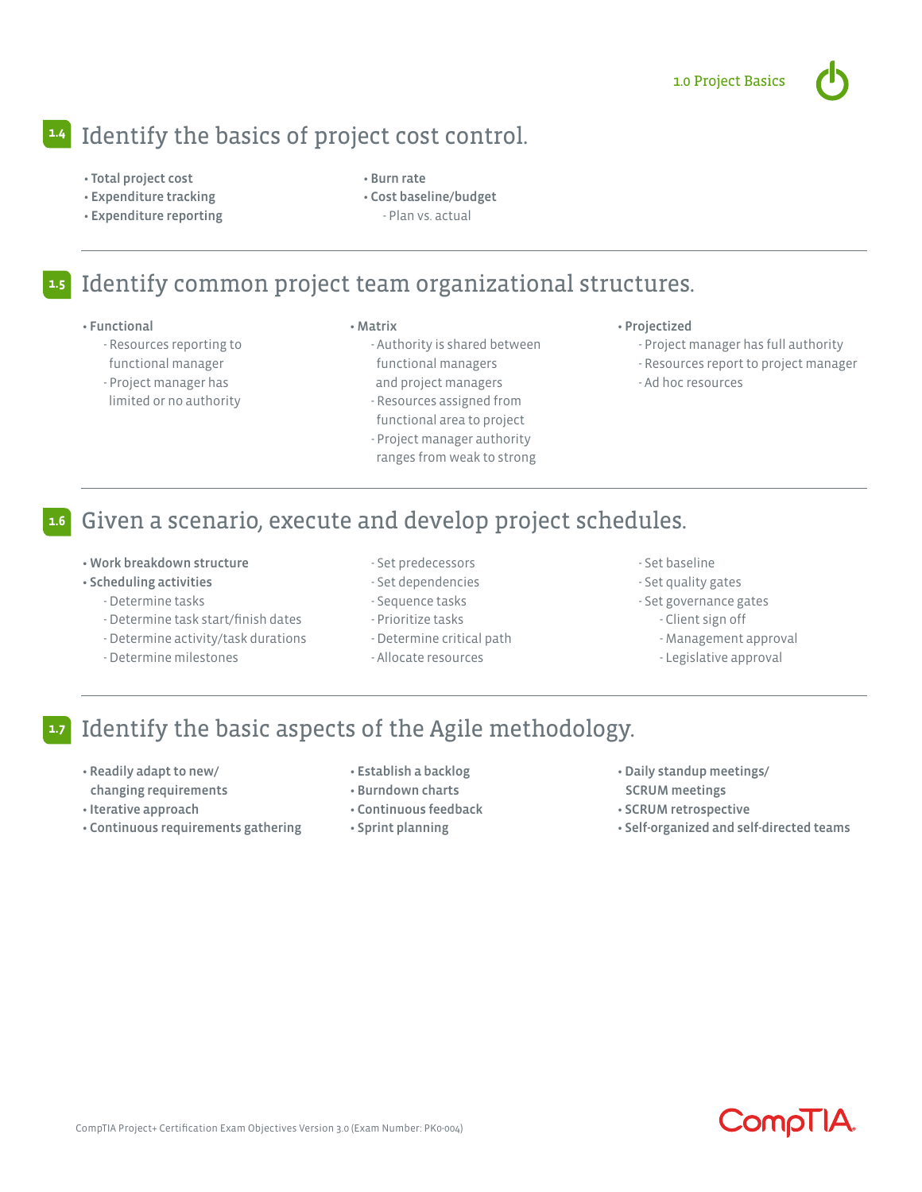## 1.4 Identify the basics of project cost control.

- **Total project cost**
- **Expenditure tracking**
- **Expenditure reporting**
- **Burn rate**
- **Cost baseline/budget**
  - Plan vs. actual

## 1.5 Identify common project team organizational structures.

- **Functional**
  - Resources reporting to functional manager
  - Project manager has limited or no authority
- **Matrix**
  - Authority is shared between functional managers and project managers
  - Resources assigned from functional area to project
  - Project manager authority ranges from weak to strong
- **Projectized**
  - Project manager has full authority
  - Resources report to project manager
  - Ad hoc resources

## 1.6 Given a scenario, execute and develop project schedules.

- **Work breakdown structure**
- **Scheduling activities**
  - Determine tasks
  - Determine task start/finish dates
  - Determine activity/task durations
  - Determine milestones
  - Set predecessors
  - Set dependencies
  - Sequence tasks
  - Prioritize tasks
  - Determine critical path
  - Allocate resources
  - Set baseline
  - Set quality gates
  - Set governance gates
    - Client sign off
    - Management approval
    - Legislative approval

## 1.7 Identify the basic aspects of the Agile methodology.

- **Readily adapt to new/changing requirements**
- **Iterative approach**
- **Continuous requirements gathering**
- **Establish a backlog**
- **Burndown charts**
- **Continuous feedback**
- **Sprint planning**
- **Daily standup meetings/SCRUM meetings**
- **SCRUM retrospective**
- **Self-organized and self-directed teams**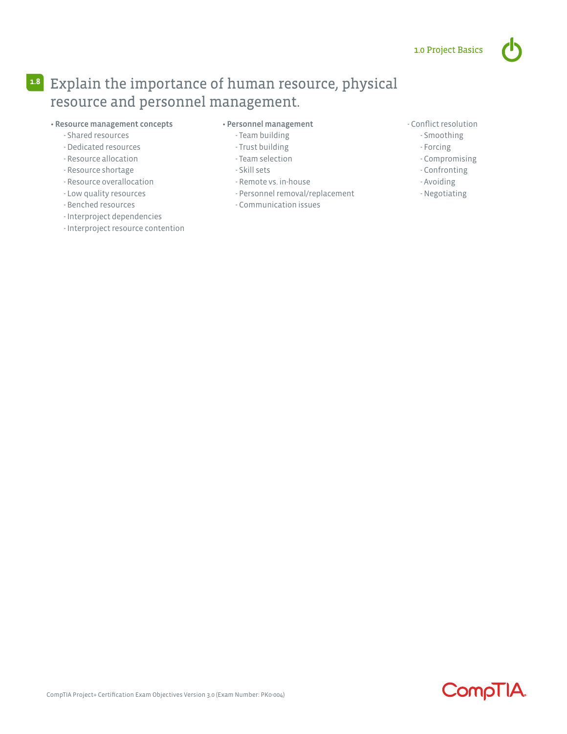## 1.8 Explain the importance of human resource, physical resource and personnel management.

- **Resource management concepts**
  - Shared resources
  - Dedicated resources
  - Resource allocation
  - Resource shortage
  - Resource overallocation
  - Low quality resources
  - Benched resources
  - Interproject dependencies
  - Interproject resource contention
- **Personnel management**
  - Team building
  - Trust building
  - Team selection
  - Skill sets
  - Remote vs. in-house
  - Personnel removal/replacement
  - Communication issues
  - Conflict resolution
    - Smoothing
    - Forcing
    - Compromising
    - Confronting
    - Avoiding
    - Negotiating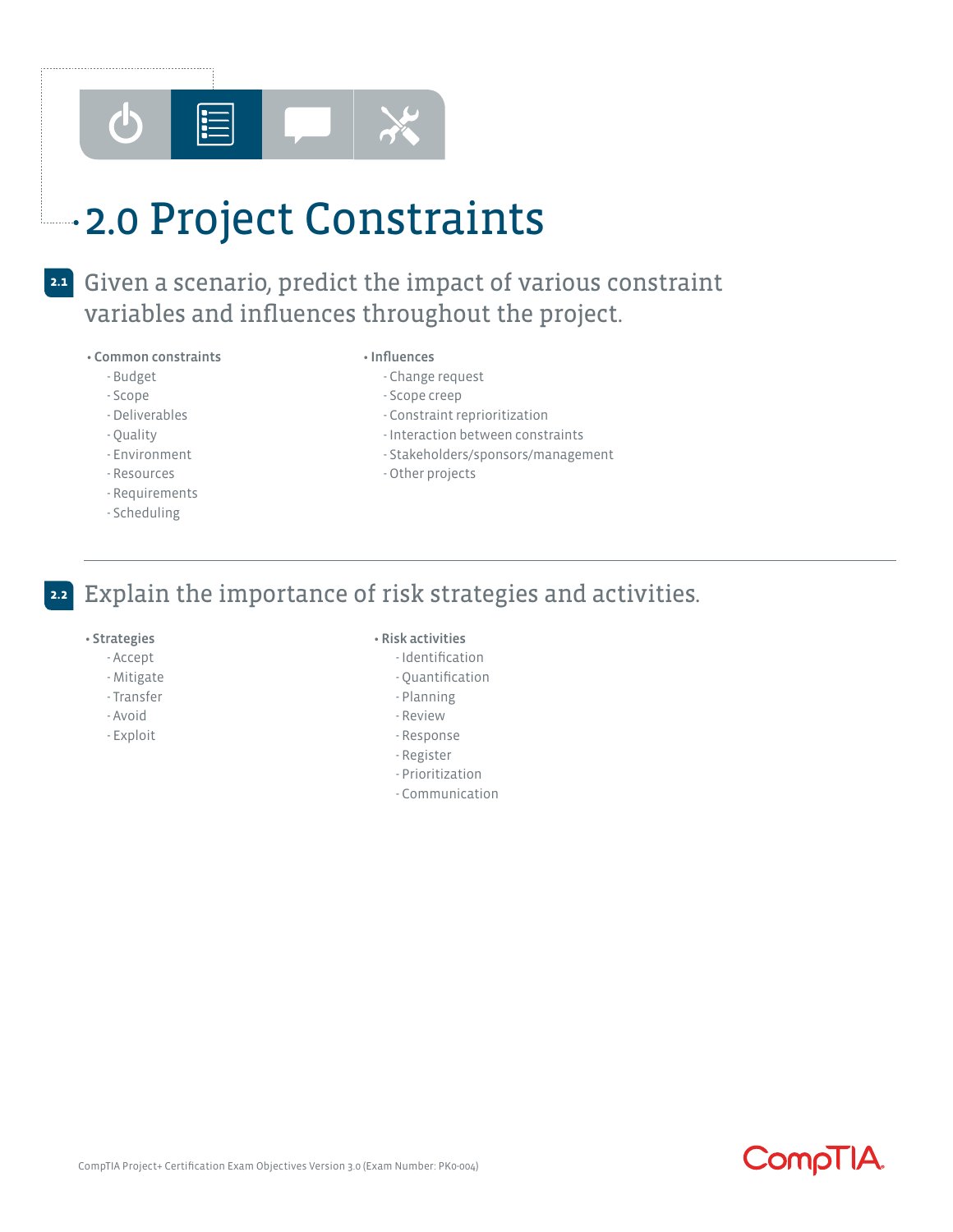# 2.0 Project Constraints

## 2.1 Given a scenario, predict the impact of various constraint variables and influences throughout the project.

- **Common constraints**
  - Budget
  - Scope
  - Deliverables
  - Quality
  - Environment
  - Resources
  - Requirements
  - Scheduling
- **Influences**
  - Change request
  - Scope creep
  - Constraint reprioritization
  - Interaction between constraints
  - Stakeholders/sponsors/management
  - Other projects

---

## 2.2 Explain the importance of risk strategies and activities.

- **Strategies**
  - Accept
  - Mitigate
  - Transfer
  - Avoid
  - Exploit
- **Risk activities**
  - Identification
  - Quantification
  - Planning
  - Review
  - Response
  - Register
  - Prioritization
  - Communication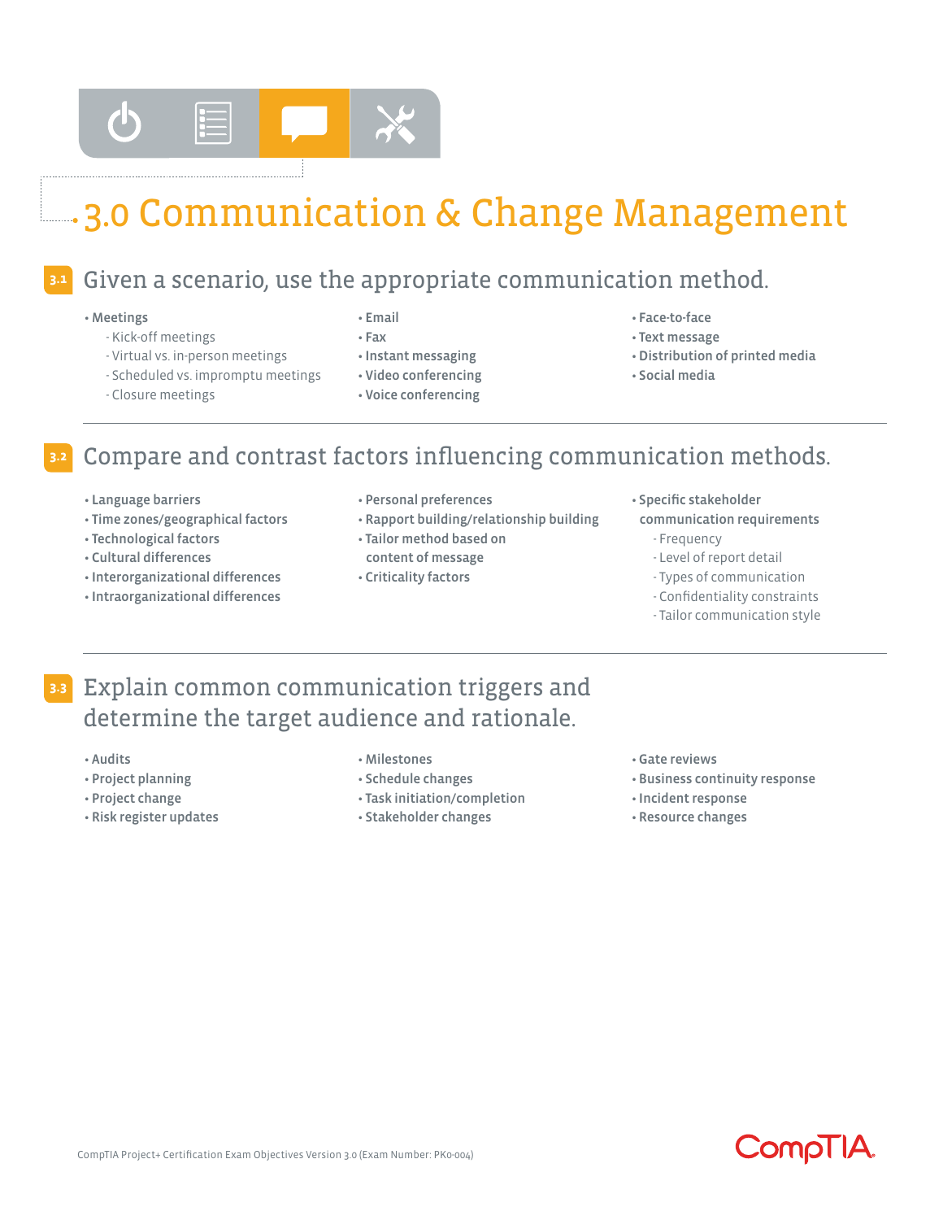# 3.0 Communication & Change Management

## 3.1 Given a scenario, use the appropriate communication method.

- **Meetings**
  - Kick-off meetings
  - Virtual vs. in-person meetings
  - Scheduled vs. impromptu meetings
  - Closure meetings
- **Email**
- **Fax**
- **Instant messaging**
- **Video conferencing**
- **Voice conferencing**
- **Face-to-face**
- **Text message**
- **Distribution of printed media**
- **Social media**

## 3.2 Compare and contrast factors influencing communication methods.

- **Language barriers**
- **Time zones/geographical factors**
- **Technological factors**
- **Cultural differences**
- **Interorganizational differences**
- **Intraorganizational differences**
- **Personal preferences**
- **Rapport building/relationship building**
- **Tailor method based on content of message**
- **Criticality factors**
- **Specific stakeholder communication requirements**
  - Frequency
  - Level of report detail
  - Types of communication
  - Confidentiality constraints
  - Tailor communication style

## 3.3 Explain common communication triggers and determine the target audience and rationale.

- **Audits**
- **Project planning**
- **Project change**
- **Risk register updates**
- **Milestones**
- **Schedule changes**
- **Task initiation/completion**
- **Stakeholder changes**
- **Gate reviews**
- **Business continuity response**
- **Incident response**
- **Resource changes**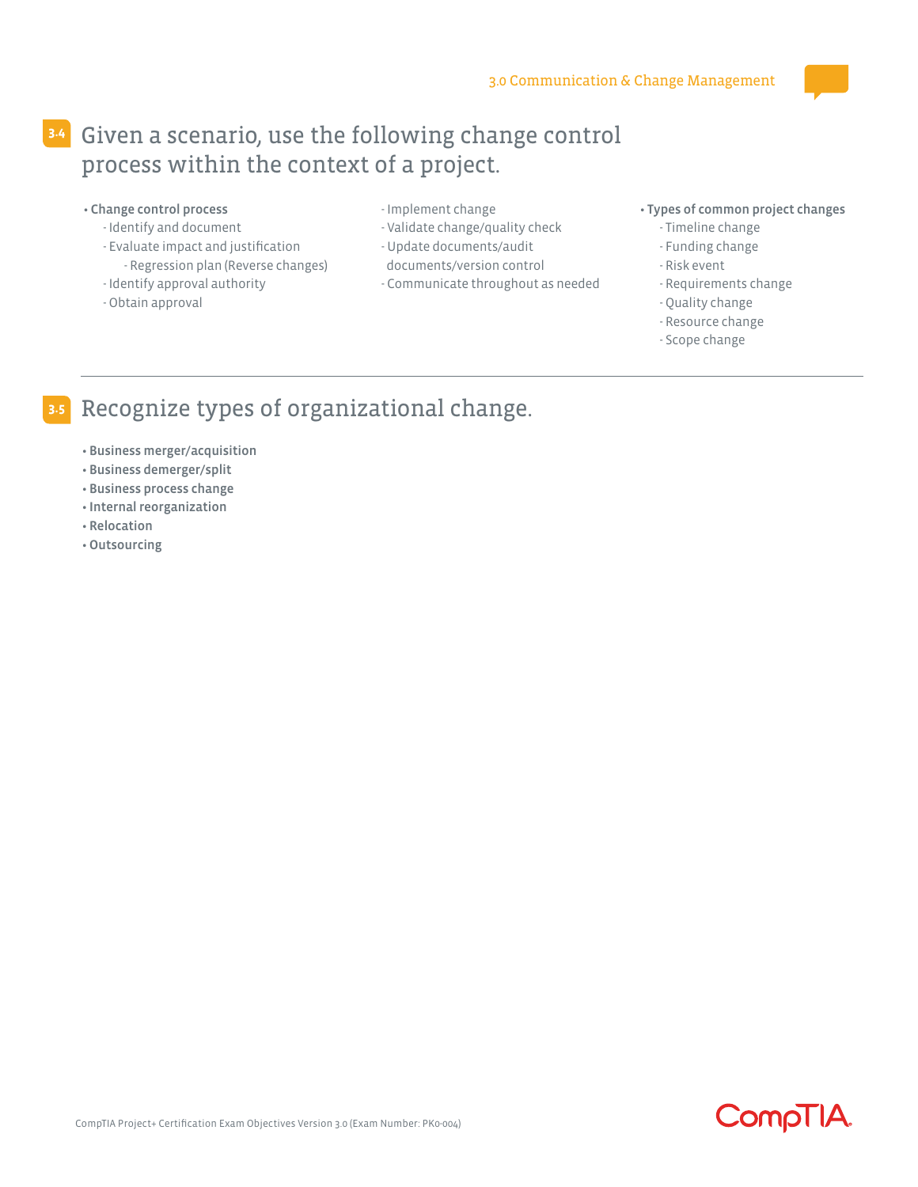## 3.4 Given a scenario, use the following change control process within the context of a project.

- **Change control process**
  - Identify and document
  - Evaluate impact and justification
    - Regression plan (Reverse changes)
  - Identify approval authority
  - Obtain approval
  - Implement change
  - Validate change/quality check
  - Update documents/audit documents/version control
  - Communicate throughout as needed
- **Types of common project changes**
  - Timeline change
  - Funding change
  - Risk event
  - Requirements change
  - Quality change
  - Resource change
  - Scope change

---

## 3.5 Recognize types of organizational change.

- **Business merger/acquisition**
- **Business demerger/split**
- **Business process change**
- **Internal reorganization**
- **Relocation**
- **Outsourcing**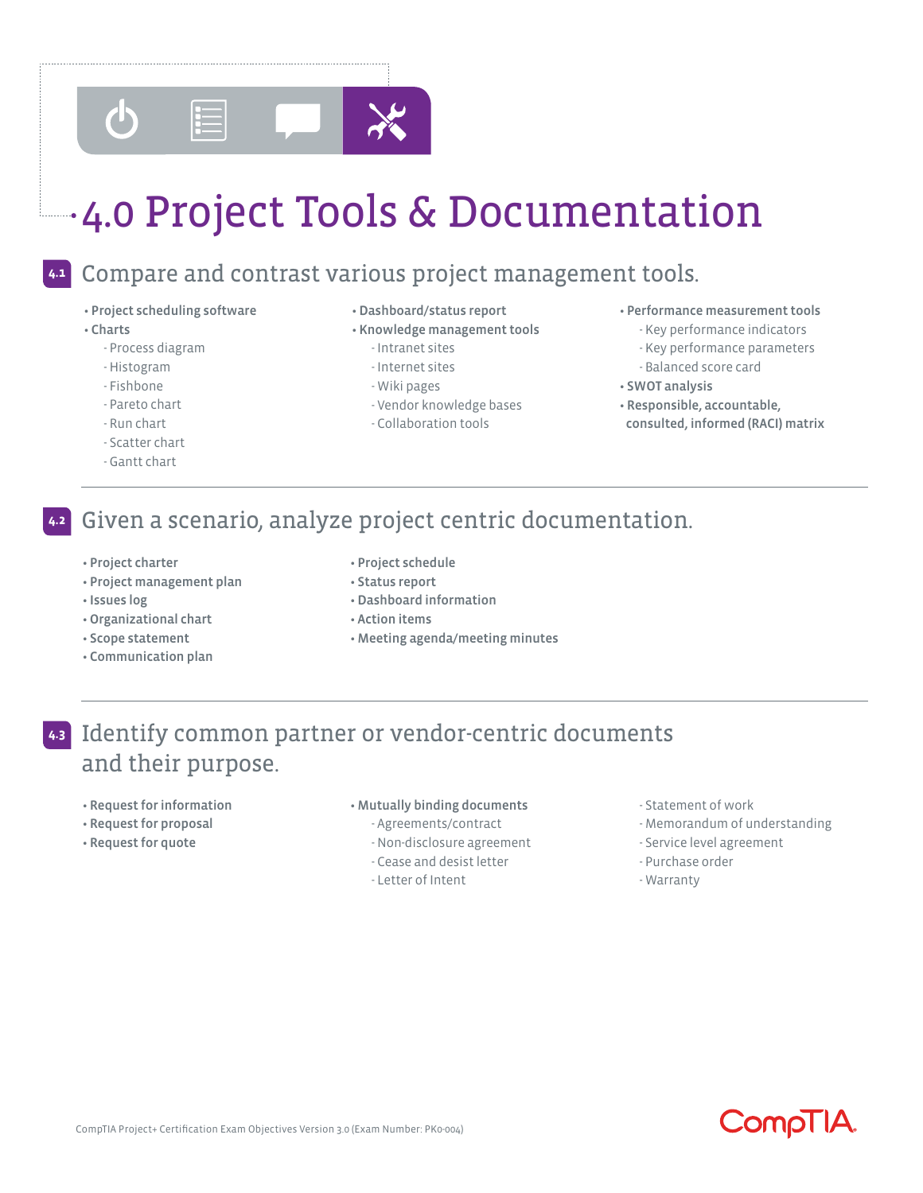# 4.0 Project Tools & Documentation

## 4.1 Compare and contrast various project management tools.

- **Project scheduling software**
- **Charts**
  - Process diagram
  - Histogram
  - Fishbone
  - Pareto chart
  - Run chart
  - Scatter chart
  - Gantt chart
- **Dashboard/status report**
- **Knowledge management tools**
  - Intranet sites
  - Internet sites
  - Wiki pages
  - Vendor knowledge bases
  - Collaboration tools
- **Performance measurement tools**
  - Key performance indicators
  - Key performance parameters
  - Balanced score card
- **SWOT analysis**
- **Responsible, accountable, consulted, informed (RACI) matrix**

## 4.2 Given a scenario, analyze project centric documentation.

- **Project charter**
- **Project management plan**
- **Issues log**
- **Organizational chart**
- **Scope statement**
- **Communication plan**
- **Project schedule**
- **Status report**
- **Dashboard information**
- **Action items**
- **Meeting agenda/meeting minutes**

## 4.3 Identify common partner or vendor-centric documents and their purpose.

- **Request for information**
- **Request for proposal**
- **Request for quote**
- **Mutually binding documents**
  - Agreements/contract
  - Non-disclosure agreement
  - Cease and desist letter
  - Letter of Intent
  - Statement of work
  - Memorandum of understanding
  - Service level agreement
  - Purchase order
  - Warranty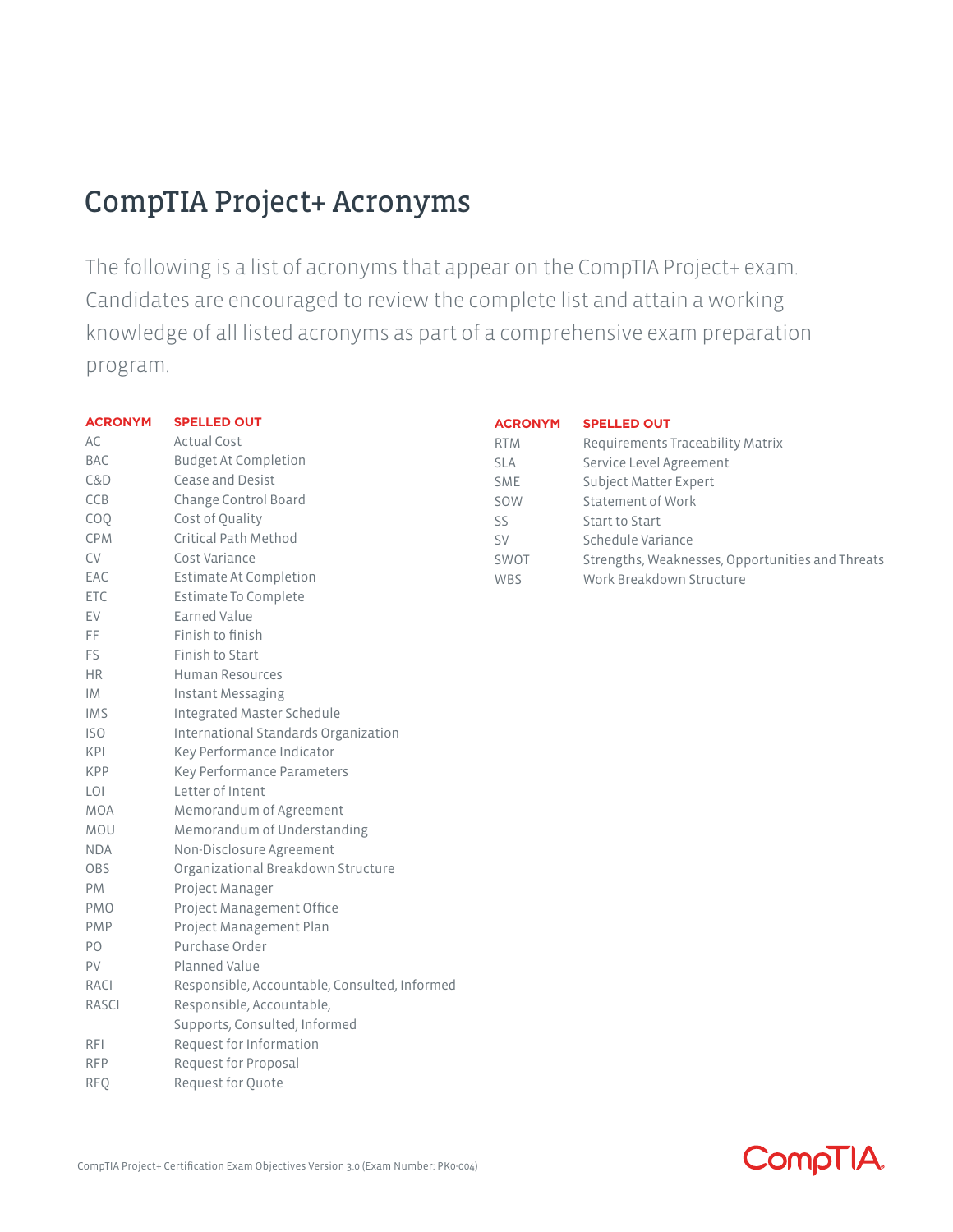# CompTIA Project+ Acronyms

The following is a list of acronyms that appear on the CompTIA Project+ exam. Candidates are encouraged to review the complete list and attain a working knowledge of all listed acronyms as part of a comprehensive exam preparation program.

| ACRONYM | SPELLED OUT |
|---|---|
| AC | Actual Cost |
| BAC | Budget At Completion |
| C&D | Cease and Desist |
| CCB | Change Control Board |
| COQ | Cost of Quality |
| CPM | Critical Path Method |
| CV | Cost Variance |
| EAC | Estimate At Completion |
| ETC | Estimate To Complete |
| EV | Earned Value |
| FF | Finish to finish |
| FS | Finish to Start |
| HR | Human Resources |
| IM | Instant Messaging |
| IMS | Integrated Master Schedule |
| ISO | International Standards Organization |
| KPI | Key Performance Indicator |
| KPP | Key Performance Parameters |
| LOI | Letter of Intent |
| MOA | Memorandum of Agreement |
| MOU | Memorandum of Understanding |
| NDA | Non-Disclosure Agreement |
| OBS | Organizational Breakdown Structure |
| PM | Project Manager |
| PMO | Project Management Office |
| PMP | Project Management Plan |
| PO | Purchase Order |
| PV | Planned Value |
| RACI | Responsible, Accountable, Consulted, Informed |
| RASCI | Responsible, Accountable, Supports, Consulted, Informed |
| RFI | Request for Information |
| RFP | Request for Proposal |
| RFQ | Request for Quote |
| RTM | Requirements Traceability Matrix |
| SLA | Service Level Agreement |
| SME | Subject Matter Expert |
| SOW | Statement of Work |
| SS | Start to Start |
| SV | Schedule Variance |
| SWOT | Strengths, Weaknesses, Opportunities and Threats |
| WBS | Work Breakdown Structure |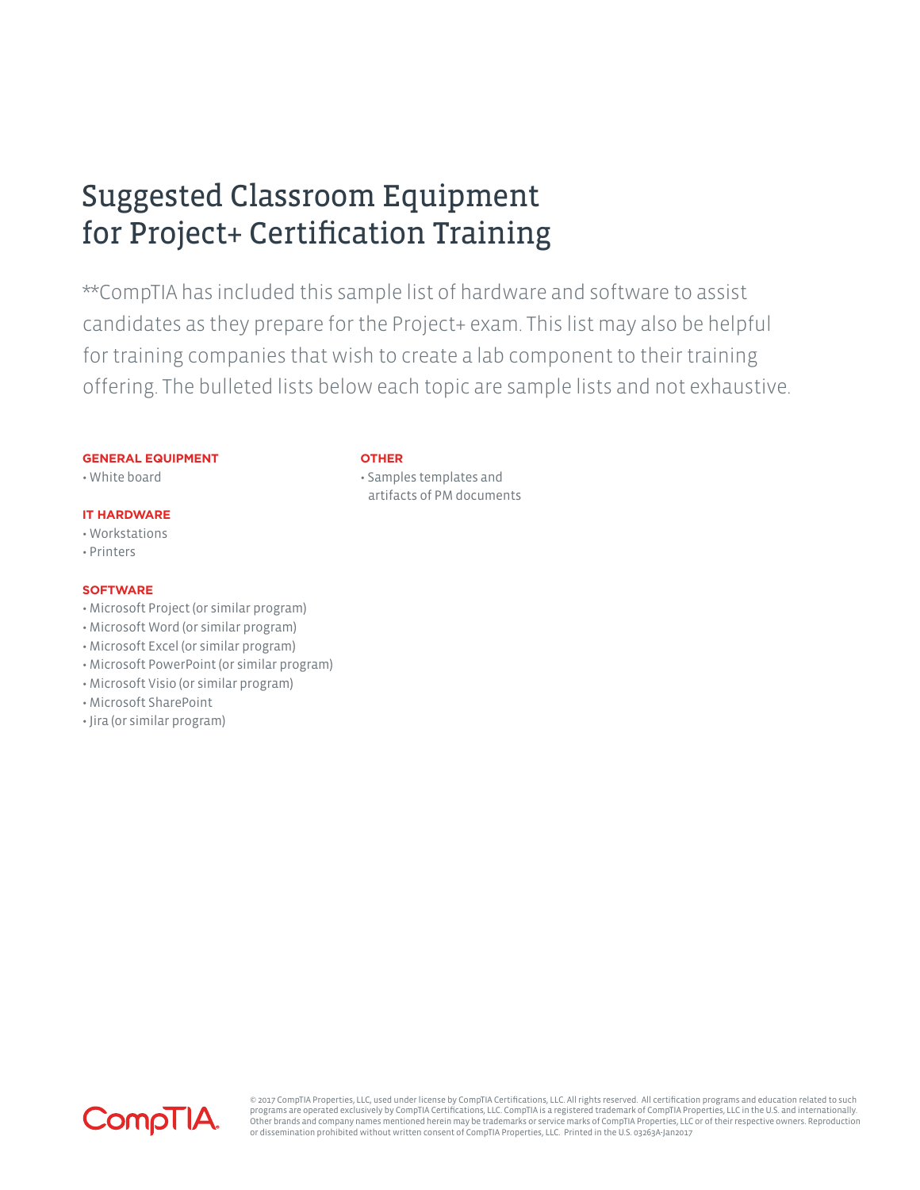# Suggested Classroom Equipment for Project+ Certification Training

**CompTIA has included this sample list of hardware and software to assist candidates as they prepare for the Project+ exam. This list may also be helpful for training companies that wish to create a lab component to their training offering. The bulleted lists below each topic are sample lists and not exhaustive.

**GENERAL EQUIPMENT**

- White board

**IT HARDWARE**

- Workstations
- Printers

**SOFTWARE**

- Microsoft Project (or similar program)
- Microsoft Word (or similar program)
- Microsoft Excel (or similar program)
- Microsoft PowerPoint (or similar program)
- Microsoft Visio (or similar program)
- Microsoft SharePoint
- Jira (or similar program)

**OTHER**

- Samples templates and artifacts of PM documents

© 2017 CompTIA Properties, LLC, used under license by CompTIA Certifications, LLC. All rights reserved. All certification programs and education related to such programs are operated exclusively by CompTIA Certifications, LLC. CompTIA is a registered trademark of CompTIA Properties, LLC in the U.S. and internationally. Other brands and company names mentioned herein may be trademarks or service marks of CompTIA Properties, LLC or of their respective owners. Reproduction or dissemination prohibited without written consent of CompTIA Properties, LLC. Printed in the U.S. 03263A-Jan2017